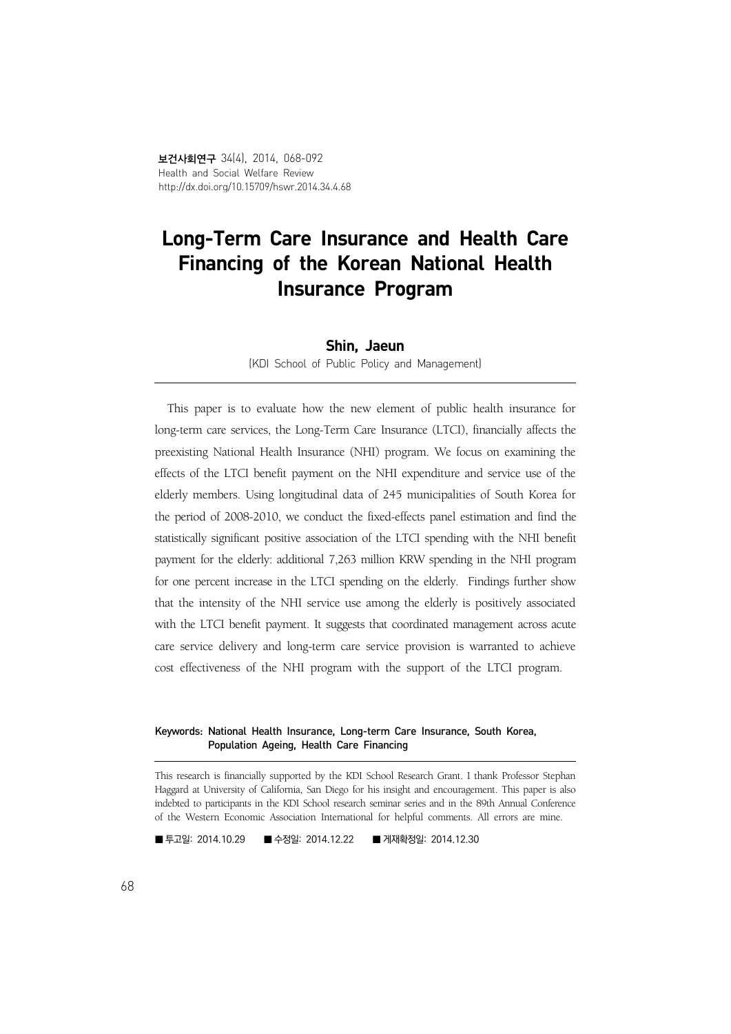# Long-Term Care Insurance and Health Care Financing of the Korean National Health Insurance Program

**Shin, Jaeun**

(KDI School of Public Policy and Management)

This paper is to evaluate how the new element of public health insurance for long-term care services, the Long-Term Care Insurance (LTCI), financially affects the preexisting National Health Insurance (NHI) program. We focus on examining the effects of the LTCI benefit payment on the NHI expenditure and service use of the elderly members. Using longitudinal data of 245 municipalities of South Korea for the period of 2008-2010, we conduct the fixed-effects panel estimation and find the statistically significant positive association of the LTCI spending with the NHI benefit payment for the elderly: additional 7,263 million KRW spending in the NHI program for one percent increase in the LTCI spending on the elderly. Findings further show that the intensity of the NHI service use among the elderly is positively associated with the LTCI benefit payment. It suggests that coordinated management across acute care service delivery and long-term care service provision is warranted to achieve cost effectiveness of the NHI program with the support of the LTCI program.

**Keywords:** National Health Insurance, Long-term Care Insurance, South Korea, Population Ageing, Health Care Financing

This research is financially supported by the KDI School Research Grant. I thank Professor Stephan Haggard at University of California, San Diego for his insight and encouragement. This paper is also indebted to participants in the KDI School research seminar series and in the 89th Annual Conference of the Western Economic Association International for helpful comments. All errors are mine.

■ 투고일: 2014.10.29 ■ 수정일: 2014.12.22 ■ 게재확정일: 2014.12.30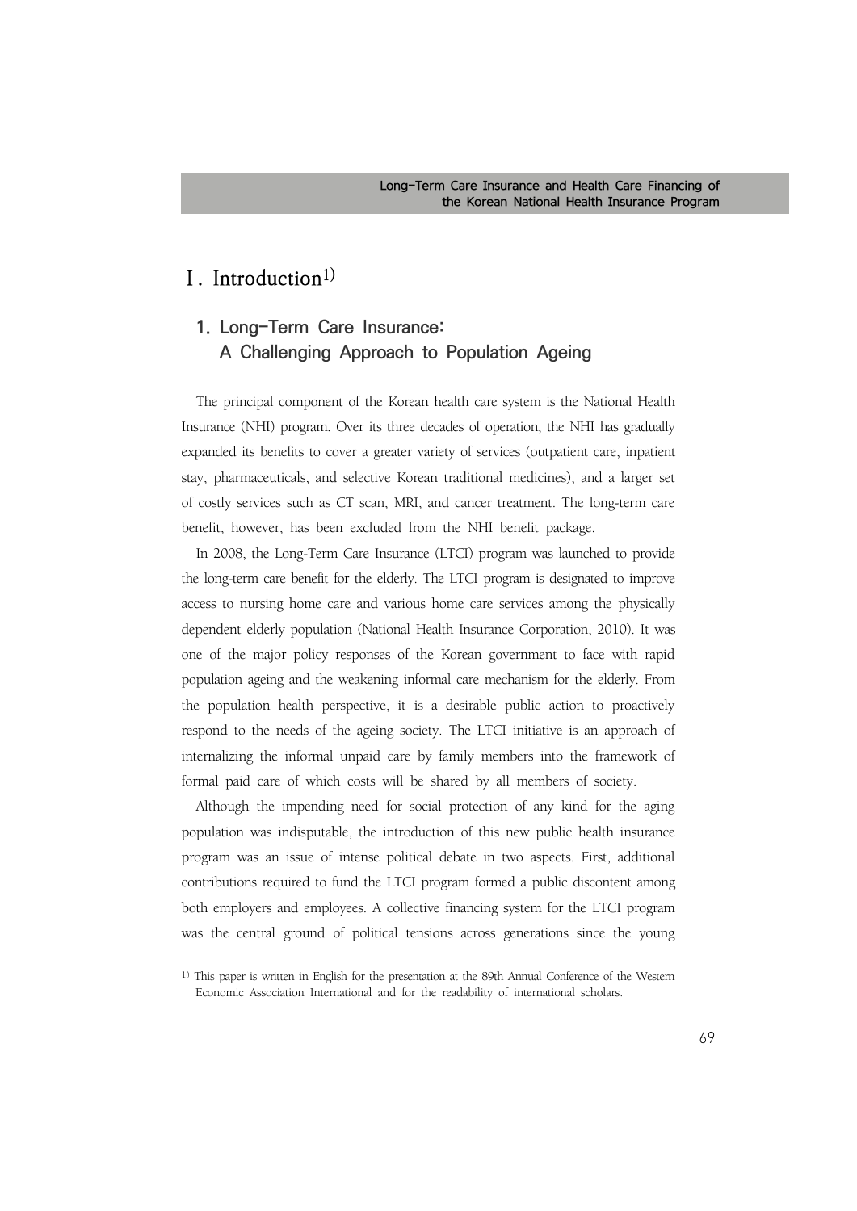# Ⅰ. Introduction[1)]

## 1. Long-Term Care Insurance: A Challenging Approach to Population Ageing

The principal component of the Korean health care system is the National Health Insurance (NHI) program. Over its three decades of operation, the NHI has gradually expanded its benefits to cover a greater variety of services (outpatient care, inpatient stay, pharmaceuticals, and selective Korean traditional medicines), and a larger set of costly services such as CT scan, MRI, and cancer treatment. The long-term care benefit, however, has been excluded from the NHI benefit package.

In 2008, the Long-Term Care Insurance (LTCI) program was launched to provide the long-term care benefit for the elderly. The LTCI program is designated to improve access to nursing home care and various home care services among the physically dependent elderly population (National Health Insurance Corporation, 2010). It was one of the major policy responses of the Korean government to face with rapid population ageing and the weakening informal care mechanism for the elderly. From the population health perspective, it is a desirable public action to proactively respond to the needs of the ageing society. The LTCI initiative is an approach of internalizing the informal unpaid care by family members into the framework of formal paid care of which costs will be shared by all members of society.

Although the impending need for social protection of any kind for the aging population was indisputable, the introduction of this new public health insurance program was an issue of intense political debate in two aspects. First, additional contributions required to fund the LTCI program formed a public discontent among both employers and employees. A collective financing system for the LTCI program was the central ground of political tensions across generations since the young

---

[1)] This paper is written in English for the presentation at the 89th Annual Conference of the Western Economic Association International and for the readability of international scholars.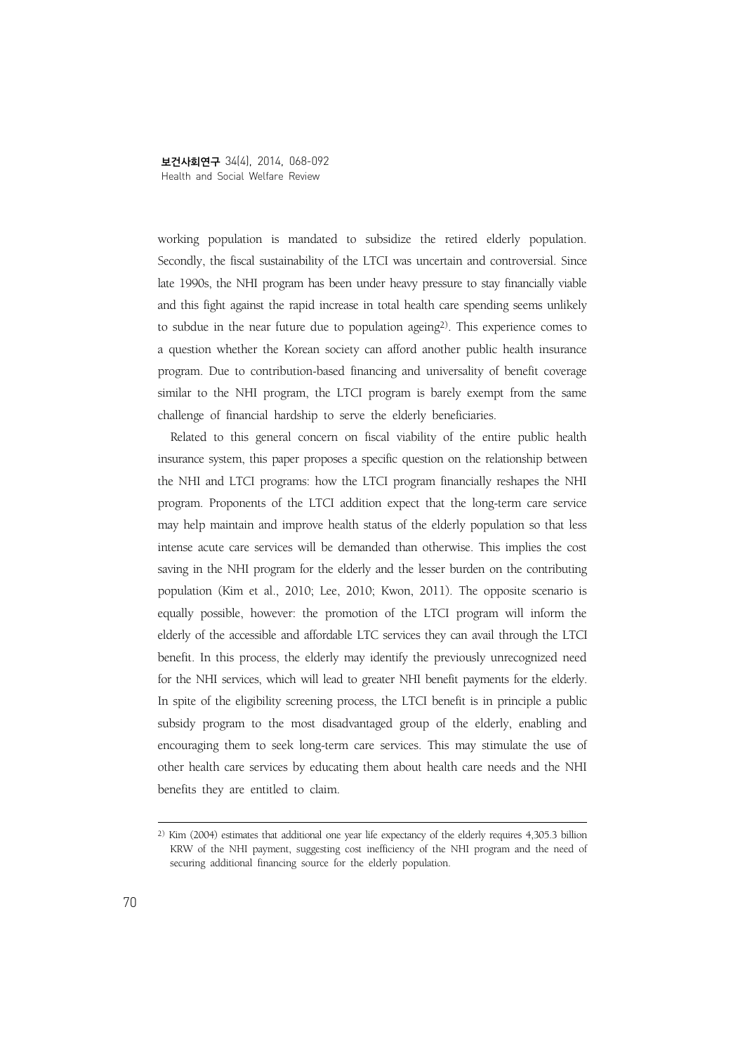working population is mandated to subsidize the retired elderly population. Secondly, the fiscal sustainability of the LTCI was uncertain and controversial. Since late 1990s, the NHI program has been under heavy pressure to stay financially viable and this fight against the rapid increase in total health care spending seems unlikely to subdue in the near future due to population ageing[2]. This experience comes to a question whether the Korean society can afford another public health insurance program. Due to contribution-based financing and universality of benefit coverage similar to the NHI program, the LTCI program is barely exempt from the same challenge of financial hardship to serve the elderly beneficiaries.

Related to this general concern on fiscal viability of the entire public health insurance system, this paper proposes a specific question on the relationship between the NHI and LTCI programs: how the LTCI program financially reshapes the NHI program. Proponents of the LTCI addition expect that the long-term care service may help maintain and improve health status of the elderly population so that less intense acute care services will be demanded than otherwise. This implies the cost saving in the NHI program for the elderly and the lesser burden on the contributing population (Kim et al., 2010; Lee, 2010; Kwon, 2011). The opposite scenario is equally possible, however: the promotion of the LTCI program will inform the elderly of the accessible and affordable LTC services they can avail through the LTCI benefit. In this process, the elderly may identify the previously unrecognized need for the NHI services, which will lead to greater NHI benefit payments for the elderly. In spite of the eligibility screening process, the LTCI benefit is in principle a public subsidy program to the most disadvantaged group of the elderly, enabling and encouraging them to seek long-term care services. This may stimulate the use of other health care services by educating them about health care needs and the NHI benefits they are entitled to claim.

---

[2] Kim (2004) estimates that additional one year life expectancy of the elderly requires 4,305.3 billion KRW of the NHI payment, suggesting cost inefficiency of the NHI program and the need of securing additional financing source for the elderly population.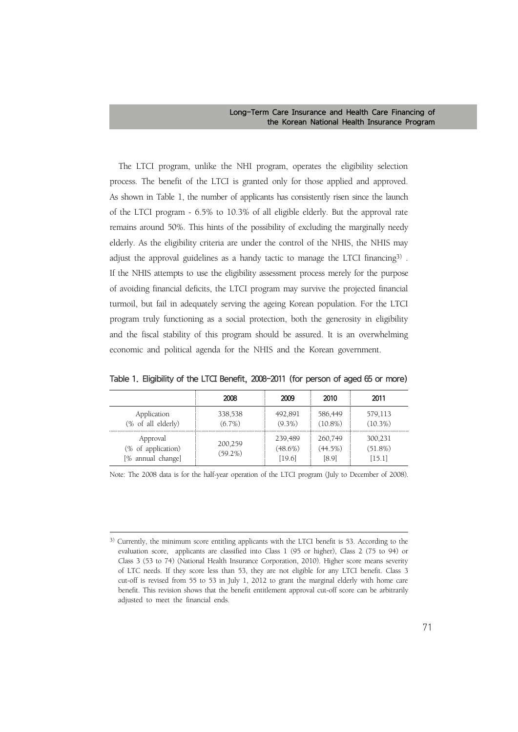The LTCI program, unlike the NHI program, operates the eligibility selection process. The benefit of the LTCI is granted only for those applied and approved. As shown in Table 1, the number of applicants has consistently risen since the launch of the LTCI program - 6.5% to 10.3% of all eligible elderly. But the approval rate remains around 50%. This hints of the possibility of excluding the marginally needy elderly. As the eligibility criteria are under the control of the NHIS, the NHIS may adjust the approval guidelines as a handy tactic to manage the LTCI financing[3]. If the NHIS attempts to use the eligibility assessment process merely for the purpose of avoiding financial deficits, the LTCI program may survive the projected financial turmoil, but fail in adequately serving the ageing Korean population. For the LTCI program truly functioning as a social protection, both the generosity in eligibility and the fiscal stability of this program should be assured. It is an overwhelming economic and political agenda for the NHIS and the Korean government.

Table 1. Eligibility of the LTCI Benefit, 2008-2011 (for person of aged 65 or more)

| | 2008 | 2009 | 2010 | 2011 |
|---|---|---|---|---|
| Application (% of all elderly) | 338,538 (6.7%) | 492,891 (9.3%) | 586,449 (10.8%) | 579,113 (10.3%) |
| Approval (% of application) [% annual change] | 200,259 (59.2%) | 239,489 (48.6%) [19.6] | 260,749 (44.5%) [8.9] | 300,231 (51.8%) [15.1] |

Note: The 2008 data is for the half-year operation of the LTCI program (July to December of 2008).

---

[3] Currently, the minimum score entitling applicants with the LTCI benefit is 53. According to the evaluation score, applicants are classified into Class 1 (95 or higher), Class 2 (75 to 94) or Class 3 (53 to 74) (National Health Insurance Corporation, 2010). Higher score means severity of LTC needs. If they score less than 53, they are not eligible for any LTCI benefit. Class 3 cut-off is revised from 55 to 53 in July 1, 2012 to grant the marginal elderly with home care benefit. This revision shows that the benefit entitlement approval cut-off score can be arbitrarily adjusted to meet the financial ends.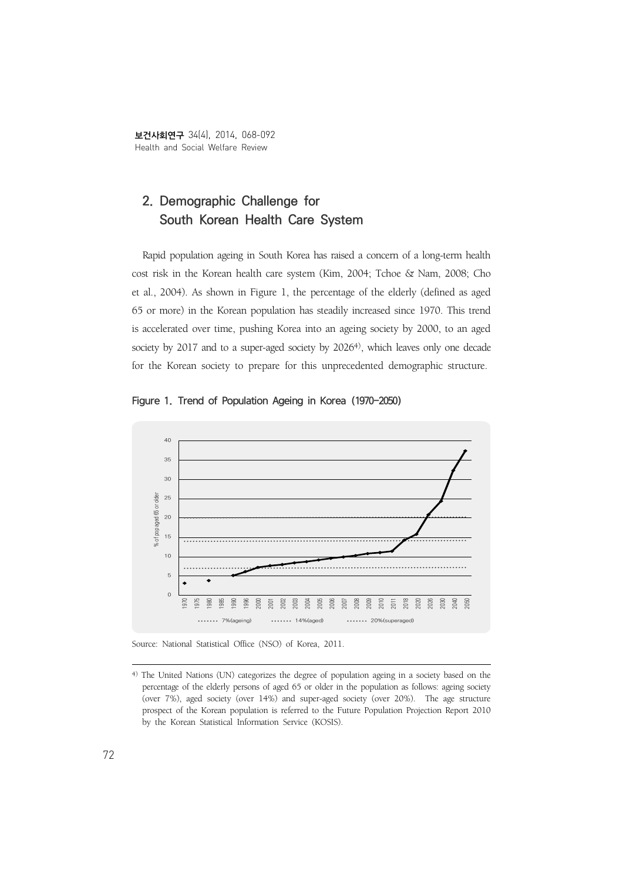## 2. Demographic Challenge for South Korean Health Care System

Rapid population ageing in South Korea has raised a concern of a long-term health cost risk in the Korean health care system (Kim, 2004; Tchoe & Nam, 2008; Cho et al., 2004). As shown in Figure 1, the percentage of the elderly (defined as aged 65 or more) in the Korean population has steadily increased since 1970. This trend is accelerated over time, pushing Korea into an ageing society by 2000, to an aged society by 2017 and to a super-aged society by 2026[4], which leaves only one decade for the Korean society to prepare for this unprecedented demographic structure.

Figure 1. Trend of Population Ageing in Korea (1970-2050)

Source: National Statistical Office (NSO) of Korea, 2011.

---

[4] The United Nations (UN) categorizes the degree of population ageing in a society based on the percentage of the elderly persons of aged 65 or older in the population as follows: ageing society (over 7%), aged society (over 14%) and super-aged society (over 20%). The age structure prospect of the Korean population is referred to the Future Population Projection Report 2010 by the Korean Statistical Information Service (KOSIS).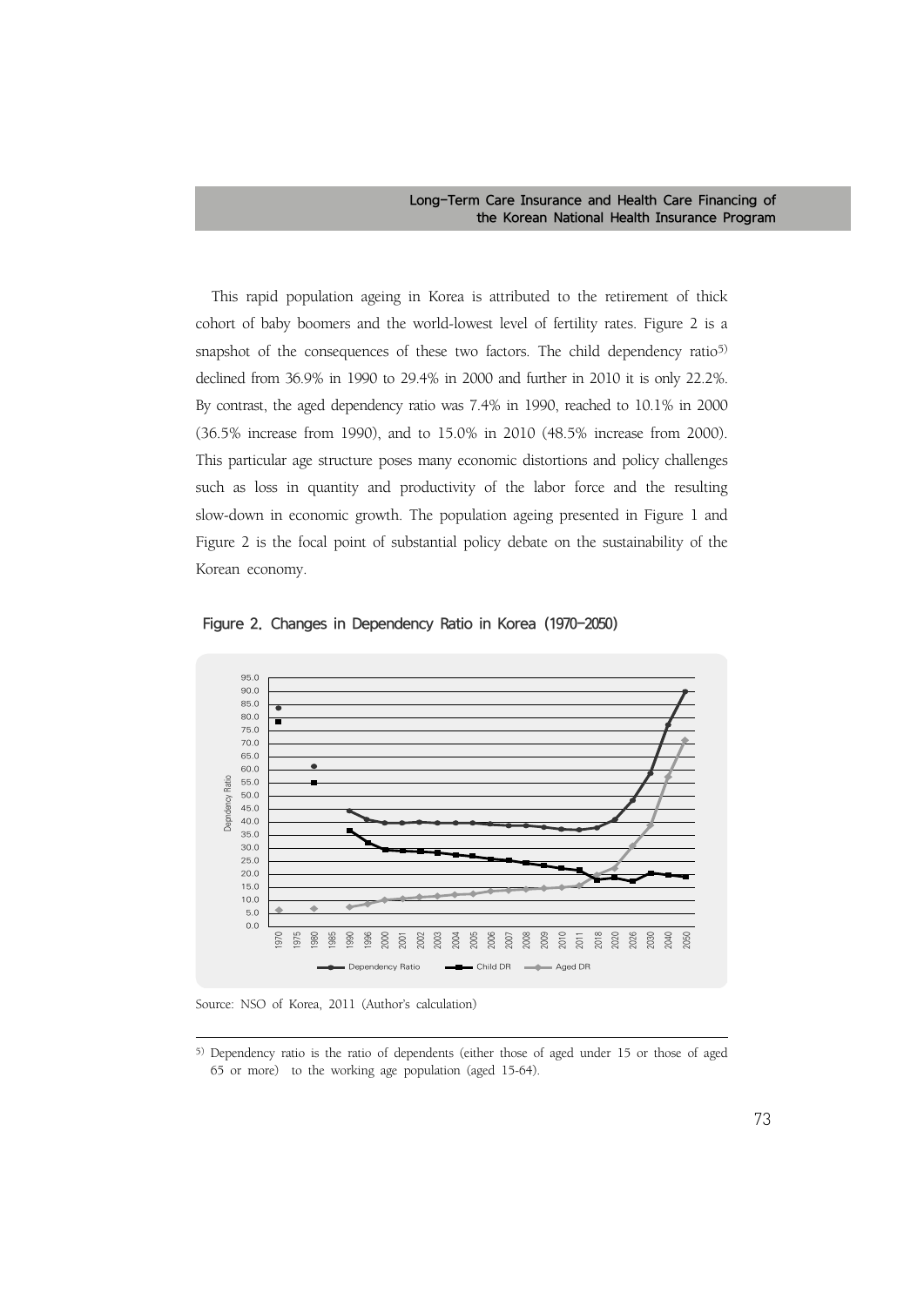This rapid population ageing in Korea is attributed to the retirement of thick cohort of baby boomers and the world-lowest level of fertility rates. Figure 2 is a snapshot of the consequences of these two factors. The child dependency ratio[5] declined from 36.9% in 1990 to 29.4% in 2000 and further in 2010 it is only 22.2%. By contrast, the aged dependency ratio was 7.4% in 1990, reached to 10.1% in 2000 (36.5% increase from 1990), and to 15.0% in 2010 (48.5% increase from 2000). This particular age structure poses many economic distortions and policy challenges such as loss in quantity and productivity of the labor force and the resulting slow-down in economic growth. The population ageing presented in Figure 1 and Figure 2 is the focal point of substantial policy debate on the sustainability of the Korean economy.

Figure 2. Changes in Dependency Ratio in Korea (1970-2050)

Source: NSO of Korea, 2011 (Author's calculation)

[5] Dependency ratio is the ratio of dependents (either those of aged under 15 or those of aged 65 or more) to the working age population (aged 15-64).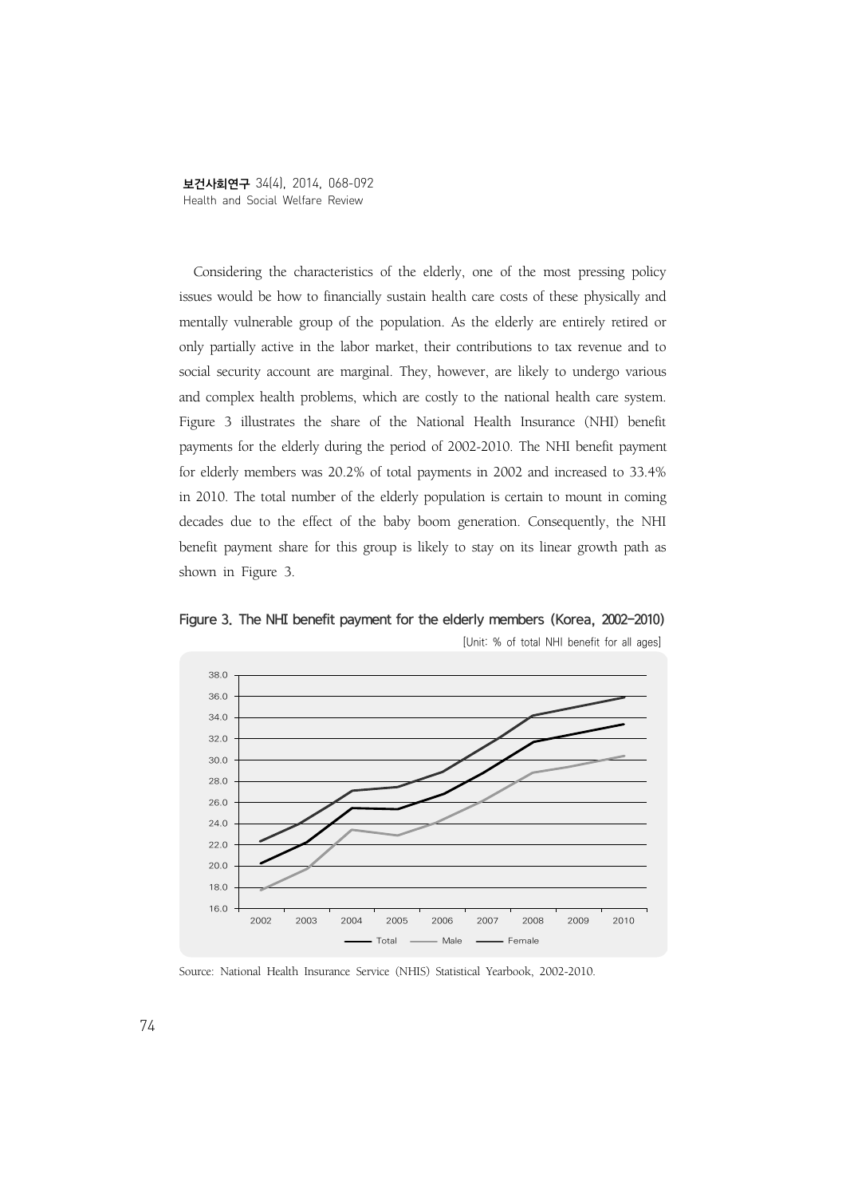Considering the characteristics of the elderly, one of the most pressing policy issues would be how to financially sustain health care costs of these physically and mentally vulnerable group of the population. As the elderly are entirely retired or only partially active in the labor market, their contributions to tax revenue and to social security account are marginal. They, however, are likely to undergo various and complex health problems, which are costly to the national health care system. Figure 3 illustrates the share of the National Health Insurance (NHI) benefit payments for the elderly during the period of 2002-2010. The NHI benefit payment for elderly members was 20.2% of total payments in 2002 and increased to 33.4% in 2010. The total number of the elderly population is certain to mount in coming decades due to the effect of the baby boom generation. Consequently, the NHI benefit payment share for this group is likely to stay on its linear growth path as shown in Figure 3.

**Figure 3. The NHI benefit payment for the elderly members (Korea, 2002-2010)**

[Unit: % of total NHI benefit for all ages]

Source: National Health Insurance Service (NHIS) Statistical Yearbook, 2002-2010.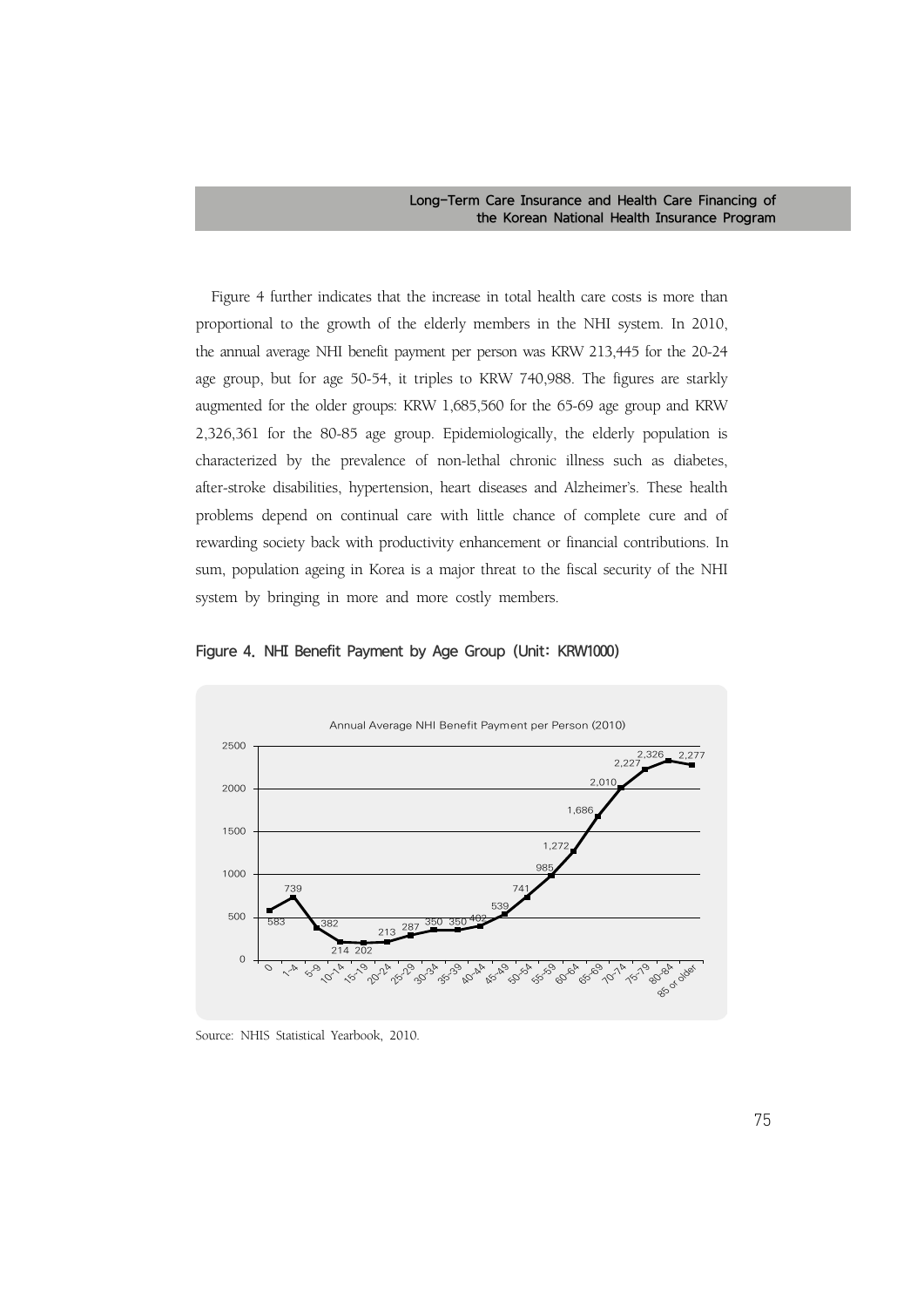Figure 4 further indicates that the increase in total health care costs is more than proportional to the growth of the elderly members in the NHI system. In 2010, the annual average NHI benefit payment per person was KRW 213,445 for the 20-24 age group, but for age 50-54, it triples to KRW 740,988. The figures are starkly augmented for the older groups: KRW 1,685,560 for the 65-69 age group and KRW 2,326,361 for the 80-85 age group. Epidemiologically, the elderly population is characterized by the prevalence of non-lethal chronic illness such as diabetes, after-stroke disabilities, hypertension, heart diseases and Alzheimer's. These health problems depend on continual care with little chance of complete cure and of rewarding society back with productivity enhancement or financial contributions. In sum, population ageing in Korea is a major threat to the fiscal security of the NHI system by bringing in more and more costly members.

**Figure 4. NHI Benefit Payment by Age Group (Unit: KRW1000)**

Annual Average NHI Benefit Payment per Person (2010)

| Age group | Payment |
|---|---|
| 0 | 583 |
| 1-4 | 739 |
| 5-9 | 382 |
| 10-14 | 214 |
| 15-19 | 202 |
| 20-24 | 213 |
| 25-29 | 287 |
| 30-34 | 350 |
| 35-39 | 350 |
| 40-44 | 402 |
| 45-49 | 539 |
| 50-54 | 741 |
| 55-59 | 985 |
| 60-64 | 1,272 |
| 65-69 | 1,686 |
| 70-74 | 2,010 |
| 75-79 | 2,227 |
| 80-84 | 2,326 |
| 85 or older | 2,277 |

Source: NHIS Statistical Yearbook, 2010.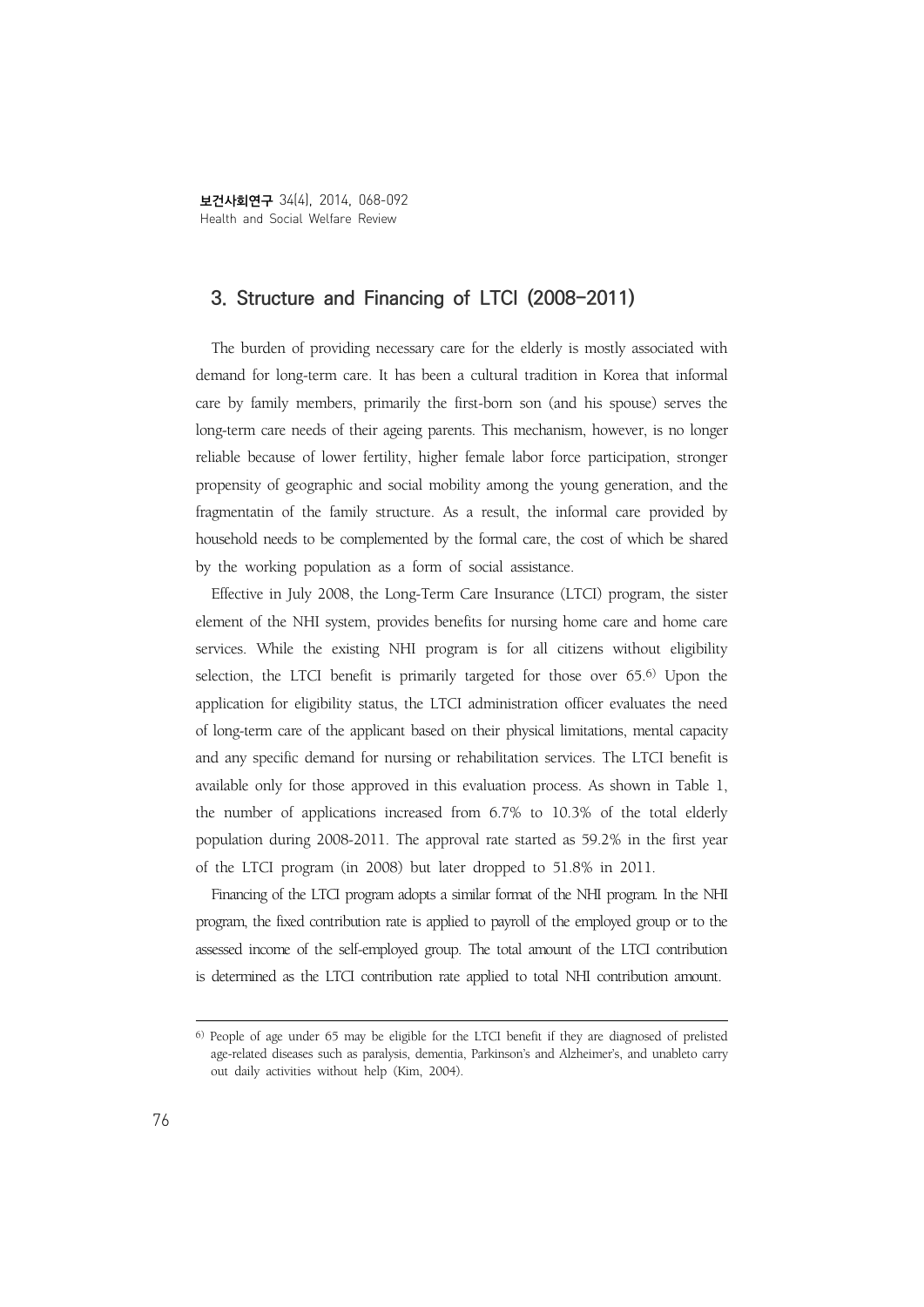## 3. Structure and Financing of LTCI (2008–2011)

The burden of providing necessary care for the elderly is mostly associated with demand for long-term care. It has been a cultural tradition in Korea that informal care by family members, primarily the first-born son (and his spouse) serves the long-term care needs of their ageing parents. This mechanism, however, is no longer reliable because of lower fertility, higher female labor force participation, stronger propensity of geographic and social mobility among the young generation, and the fragmentatin of the family structure. As a result, the informal care provided by household needs to be complemented by the formal care, the cost of which be shared by the working population as a form of social assistance.

Effective in July 2008, the Long-Term Care Insurance (LTCI) program, the sister element of the NHI system, provides benefits for nursing home care and home care services. While the existing NHI program is for all citizens without eligibility selection, the LTCI benefit is primarily targeted for those over 65.[6] Upon the application for eligibility status, the LTCI administration officer evaluates the need of long-term care of the applicant based on their physical limitations, mental capacity and any specific demand for nursing or rehabilitation services. The LTCI benefit is available only for those approved in this evaluation process. As shown in Table 1, the number of applications increased from 6.7% to 10.3% of the total elderly population during 2008-2011. The approval rate started as 59.2% in the first year of the LTCI program (in 2008) but later dropped to 51.8% in 2011.

Financing of the LTCI program adopts a similar format of the NHI program. In the NHI program, the fixed contribution rate is applied to payroll of the employed group or to the assessed income of the self-employed group. The total amount of the LTCI contribution is determined as the LTCI contribution rate applied to total NHI contribution amount.

---

[6] People of age under 65 may be eligible for the LTCI benefit if they are diagnosed of prelisted age-related diseases such as paralysis, dementia, Parkinson's and Alzheimer's, and unableto carry out daily activities without help (Kim, 2004).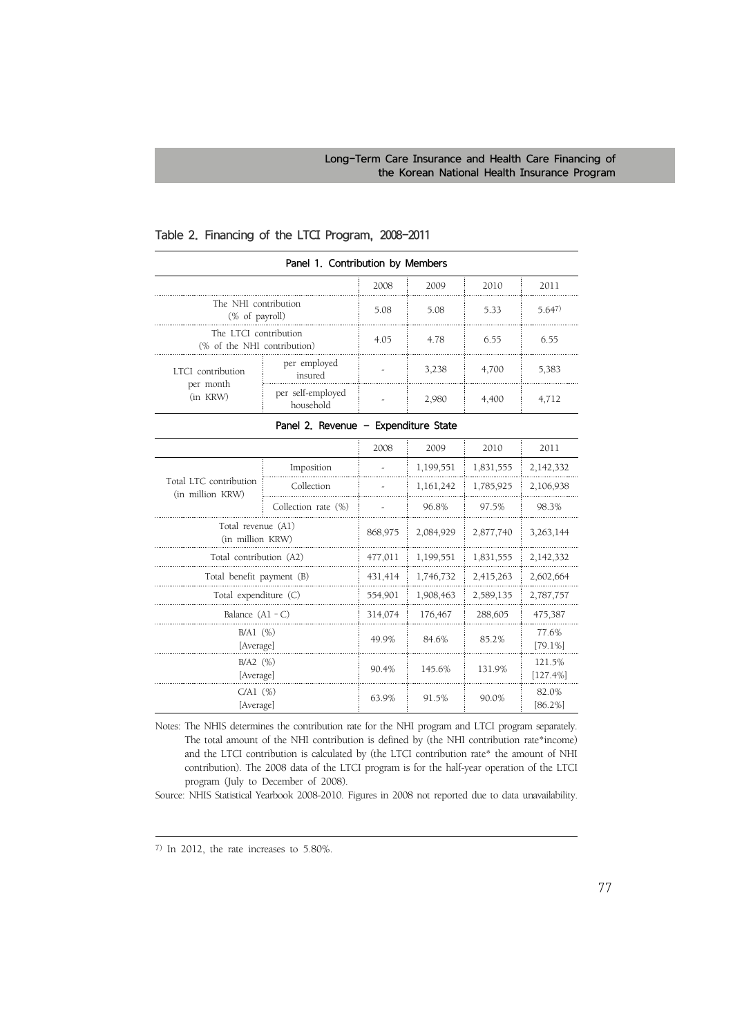Table 2. Financing of the LTCI Program, 2008-2011

| Panel 1. Contribution by Members | | | | | |
|---|---|---|---|---|---|
| | | 2008 | 2009 | 2010 | 2011 |
| The NHI contribution (% of payroll) | | 5.08 | 5.08 | 5.33 | 5.64[7] |
| The LTCI contribution (% of the NHI contribution) | | 4.05 | 4.78 | 6.55 | 6.55 |
| LTCI contribution per month (in KRW) | per employed insured | - | 3,238 | 4,700 | 5,383 |
| | per self-employed household | - | 2,980 | 4,400 | 4,712 |

| Panel 2. Revenue – Expenditure State | | | | | |
|---|---|---|---|---|---|
| | | 2008 | 2009 | 2010 | 2011 |
| Total LTC contribution (in million KRW) | Imposition | - | 1,199,551 | 1,831,555 | 2,142,332 |
| | Collection | - | 1,161,242 | 1,785,925 | 2,106,938 |
| | Collection rate (%) | - | 96.8% | 97.5% | 98.3% |
| Total revenue (A1) (in million KRW) | | 868,975 | 2,084,929 | 2,877,740 | 3,263,144 |
| Total contribution (A2) | | 477,011 | 1,199,551 | 1,831,555 | 2,142,332 |
| Total benefit payment (B) | | 431,414 | 1,746,732 | 2,415,263 | 2,602,664 |
| Total expenditure (C) | | 554,901 | 1,908,463 | 2,589,135 | 2,787,757 |
| Balance (A1 - C) | | 314,074 | 176,467 | 288,605 | 475,387 |
| B/A1 (%) [Average] | | 49.9% | 84.6% | 85.2% | 77.6% [79.1%] |
| B/A2 (%) [Average] | | 90.4% | 145.6% | 131.9% | 121.5% [127.4%] |
| C/A1 (%) [Average] | | 63.9% | 91.5% | 90.0% | 82.0% [86.2%] |

Notes: The NHIS determines the contribution rate for the NHI program and LTCI program separately. The total amount of the NHI contribution is defined by (the NHI contribution rate*income) and the LTCI contribution is calculated by (the LTCI contribution rate* the amount of NHI contribution). The 2008 data of the LTCI program is for the half-year operation of the LTCI program (July to December of 2008).

Source: NHIS Statistical Yearbook 2008-2010. Figures in 2008 not reported due to data unavailability.

---

[7] In 2012, the rate increases to 5.80%.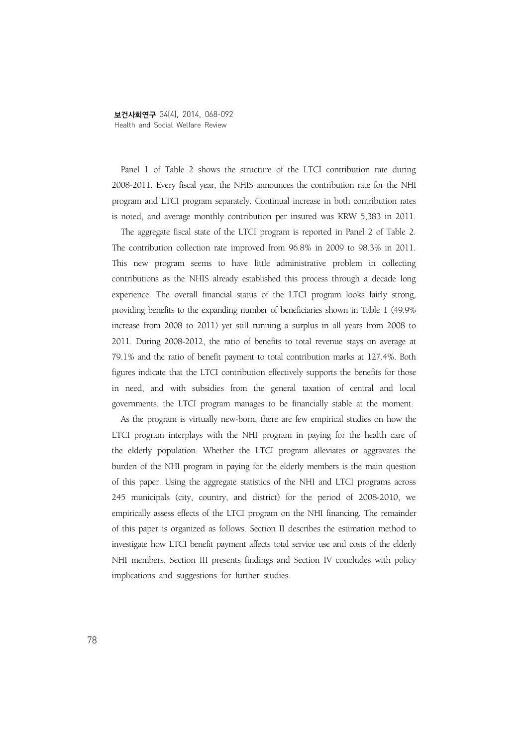Panel 1 of Table 2 shows the structure of the LTCI contribution rate during 2008-2011. Every fiscal year, the NHIS announces the contribution rate for the NHI program and LTCI program separately. Continual increase in both contribution rates is noted, and average monthly contribution per insured was KRW 5,383 in 2011.

The aggregate fiscal state of the LTCI program is reported in Panel 2 of Table 2. The contribution collection rate improved from 96.8% in 2009 to 98.3% in 2011. This new program seems to have little administrative problem in collecting contributions as the NHIS already established this process through a decade long experience. The overall financial status of the LTCI program looks fairly strong, providing benefits to the expanding number of beneficiaries shown in Table 1 (49.9% increase from 2008 to 2011) yet still running a surplus in all years from 2008 to 2011. During 2008-2012, the ratio of benefits to total revenue stays on average at 79.1% and the ratio of benefit payment to total contribution marks at 127.4%. Both figures indicate that the LTCI contribution effectively supports the benefits for those in need, and with subsidies from the general taxation of central and local governments, the LTCI program manages to be financially stable at the moment.

As the program is virtually new-born, there are few empirical studies on how the LTCI program interplays with the NHI program in paying for the health care of the elderly population. Whether the LTCI program alleviates or aggravates the burden of the NHI program in paying for the elderly members is the main question of this paper. Using the aggregate statistics of the NHI and LTCI programs across 245 municipals (city, country, and district) for the period of 2008-2010, we empirically assess effects of the LTCI program on the NHI financing. The remainder of this paper is organized as follows. Section II describes the estimation method to investigate how LTCI benefit payment affects total service use and costs of the elderly NHI members. Section III presents findings and Section IV concludes with policy implications and suggestions for further studies.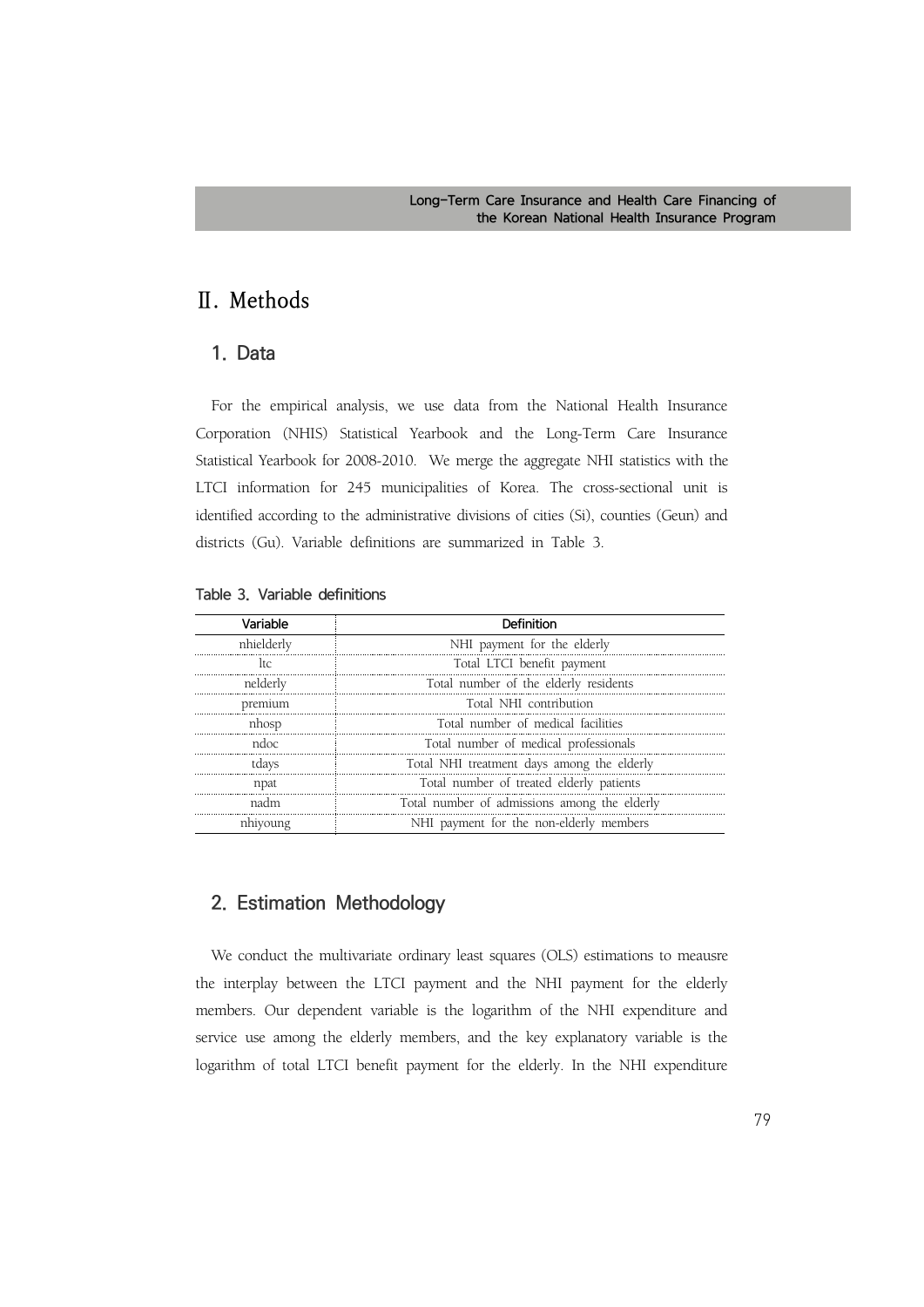# Ⅱ. Methods

## 1. Data

For the empirical analysis, we use data from the National Health Insurance Corporation (NHIS) Statistical Yearbook and the Long-Term Care Insurance Statistical Yearbook for 2008-2010. We merge the aggregate NHI statistics with the LTCI information for 245 municipalities of Korea. The cross-sectional unit is identified according to the administrative divisions of cities (Si), counties (Geun) and districts (Gu). Variable definitions are summarized in Table 3.

Table 3. Variable definitions

| Variable | Definition |
|---|---|
| nhielderly | NHI payment for the elderly |
| ltc | Total LTCI benefit payment |
| nelderly | Total number of the elderly residents |
| premium | Total NHI contribution |
| nhosp | Total number of medical facilities |
| ndoc | Total number of medical professionals |
| tdays | Total NHI treatment days among the elderly |
| npat | Total number of treated elderly patients |
| nadm | Total number of admissions among the elderly |
| nhiyoung | NHI payment for the non-elderly members |

## 2. Estimation Methodology

We conduct the multivariate ordinary least squares (OLS) estimations to meausre the interplay between the LTCI payment and the NHI payment for the elderly members. Our dependent variable is the logarithm of the NHI expenditure and service use among the elderly members, and the key explanatory variable is the logarithm of total LTCI benefit payment for the elderly. In the NHI expenditure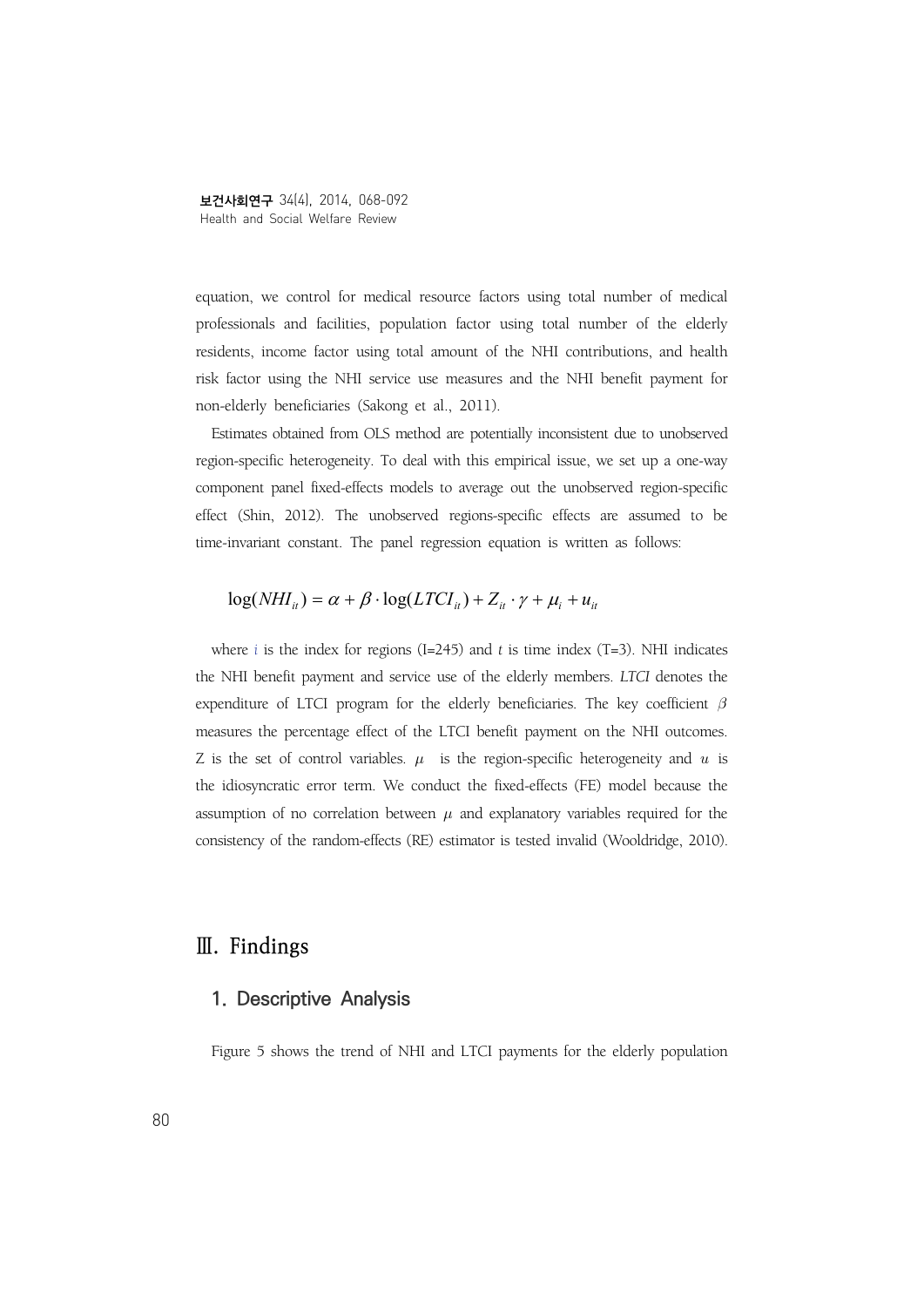equation, we control for medical resource factors using total number of medical professionals and facilities, population factor using total number of the elderly residents, income factor using total amount of the NHI contributions, and health risk factor using the NHI service use measures and the NHI benefit payment for non-elderly beneficiaries (Sakong et al., 2011).

Estimates obtained from OLS method are potentially inconsistent due to unobserved region-specific heterogeneity. To deal with this empirical issue, we set up a one-way component panel fixed-effects models to average out the unobserved region-specific effect (Shin, 2012). The unobserved regions-specific effects are assumed to be time-invariant constant. The panel regression equation is written as follows:

$$\log(NHI_{it}) = \alpha + \beta \cdot \log(LTCI_{it}) + Z_{it} \cdot \gamma + \mu_i + u_{it}$$

where $i$ is the index for regions (I=245) and $t$ is time index (T=3). NHI indicates the NHI benefit payment and service use of the elderly members. *LTCI* denotes the expenditure of LTCI program for the elderly beneficiaries. The key coefficient $\beta$ measures the percentage effect of the LTCI benefit payment on the NHI outcomes. Z is the set of control variables. $\mu$ is the region-specific heterogeneity and $u$ is the idiosyncratic error term. We conduct the fixed-effects (FE) model because the assumption of no correlation between $\mu$ and explanatory variables required for the consistency of the random-effects (RE) estimator is tested invalid (Wooldridge, 2010).

# Ⅲ. Findings

## 1. Descriptive Analysis

Figure 5 shows the trend of NHI and LTCI payments for the elderly population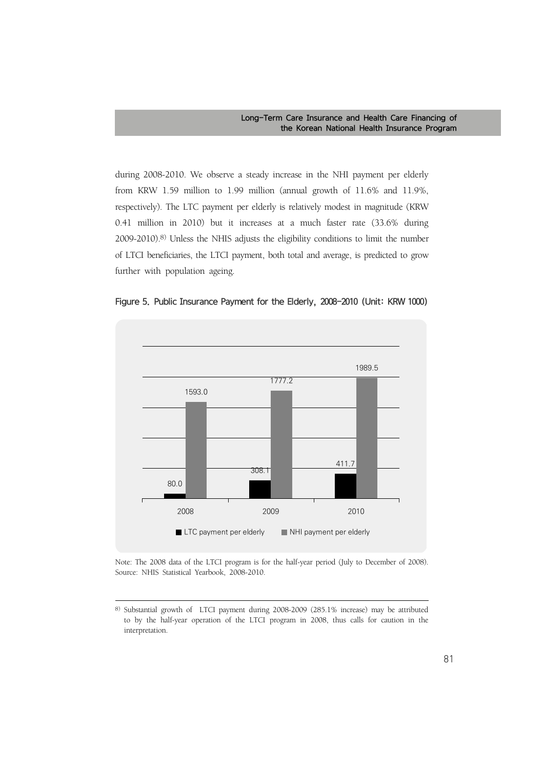during 2008-2010. We observe a steady increase in the NHI payment per elderly from KRW 1.59 million to 1.99 million (annual growth of 11.6% and 11.9%, respectively). The LTC payment per elderly is relatively modest in magnitude (KRW 0.41 million in 2010) but it increases at a much faster rate (33.6% during 2009-2010).[8] Unless the NHIS adjusts the eligibility conditions to limit the number of LTCI beneficiaries, the LTCI payment, both total and average, is predicted to grow further with population ageing.

**Figure 5. Public Insurance Payment for the Elderly, 2008-2010 (Unit: KRW 1000)**

| | 2008 | 2009 | 2010 |
|---|---|---|---|
| LTC payment per elderly | 80.0 | 308.1 | 411.7 |
| NHI payment per elderly | 1593.0 | 1777.2 | 1989.5 |

Note: The 2008 data of the LTCI program is for the half-year period (July to December of 2008).
Source: NHIS Statistical Yearbook, 2008-2010.

---

[8] Substantial growth of LTCI payment during 2008-2009 (285.1% increase) may be attributed to by the half-year operation of the LTCI program in 2008, thus calls for caution in the interpretation.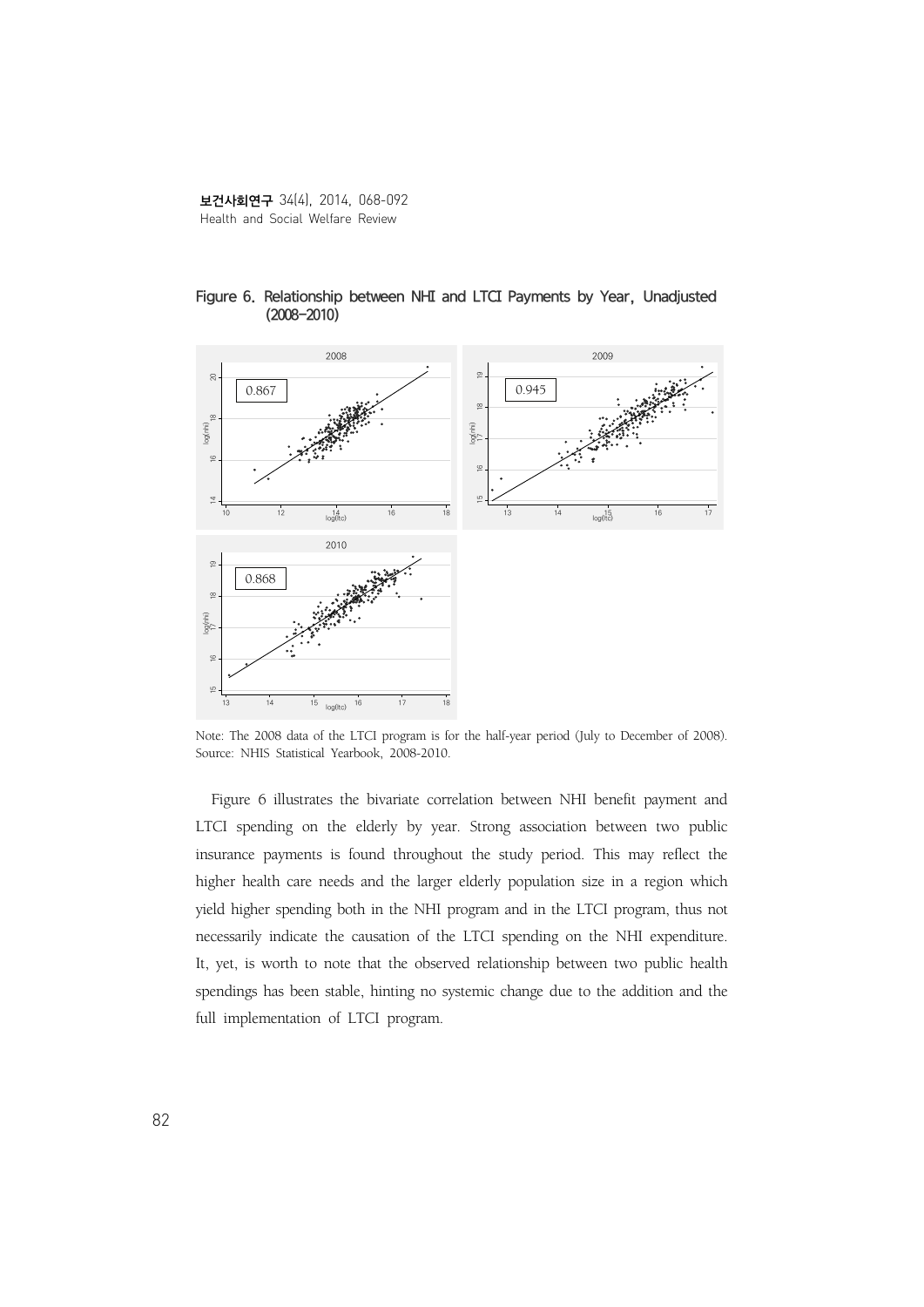**Figure 6. Relationship between NHI and LTCI Payments by Year, Unadjusted (2008-2010)**

Note: The 2008 data of the LTCI program is for the half-year period (July to December of 2008).
Source: NHIS Statistical Yearbook, 2008-2010.

Figure 6 illustrates the bivariate correlation between NHI benefit payment and LTCI spending on the elderly by year. Strong association between two public insurance payments is found throughout the study period. This may reflect the higher health care needs and the larger elderly population size in a region which yield higher spending both in the NHI program and in the LTCI program, thus not necessarily indicate the causation of the LTCI spending on the NHI expenditure. It, yet, is worth to note that the observed relationship between two public health spendings has been stable, hinting no systemic change due to the addition and the full implementation of LTCI program.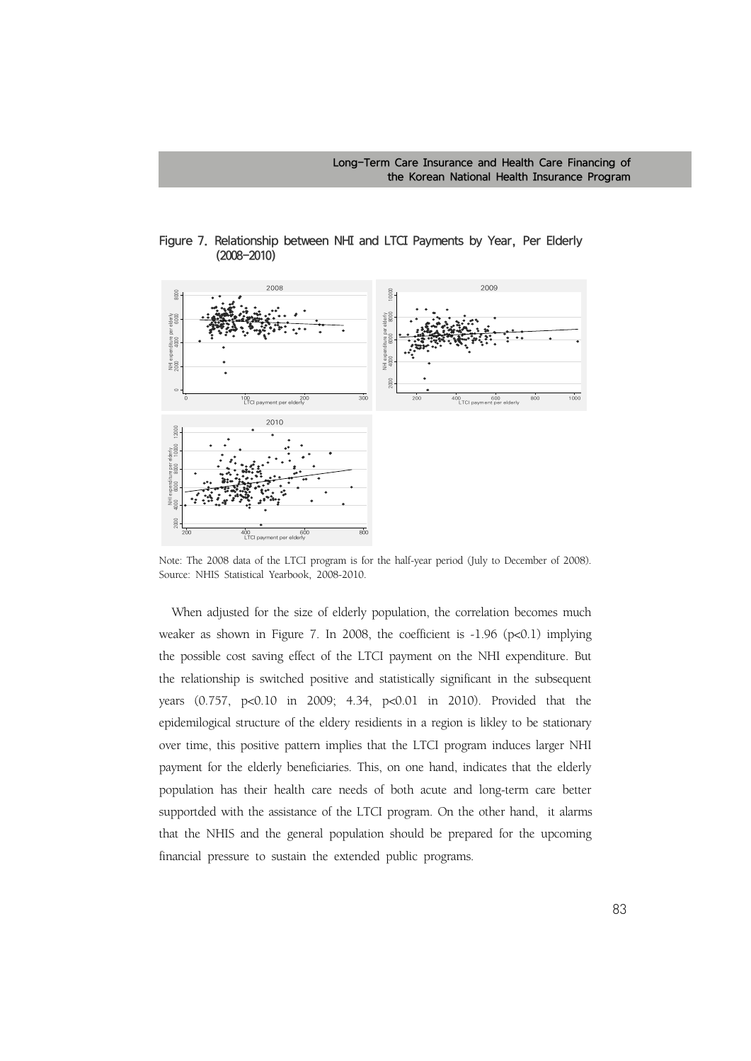Figure 7. Relationship between NHI and LTCI Payments by Year, Per Elderly (2008-2010)

Note: The 2008 data of the LTCI program is for the half-year period (July to December of 2008).
Source: NHIS Statistical Yearbook, 2008-2010.

When adjusted for the size of elderly population, the correlation becomes much weaker as shown in Figure 7. In 2008, the coefficient is -1.96 ($p<0.1$) implying the possible cost saving effect of the LTCI payment on the NHI expenditure. But the relationship is switched positive and statistically significant in the subsequent years (0.757, $p<0.10$ in 2009; 4.34, $p<0.01$ in 2010). Provided that the epidemilogical structure of the eldery residients in a region is likley to be stationary over time, this positive pattern implies that the LTCI program induces larger NHI payment for the elderly beneficiaries. This, on one hand, indicates that the elderly population has their health care needs of both acute and long-term care better supportded with the assistance of the LTCI program. On the other hand, it alarms that the NHIS and the general population should be prepared for the upcoming financial pressure to sustain the extended public programs.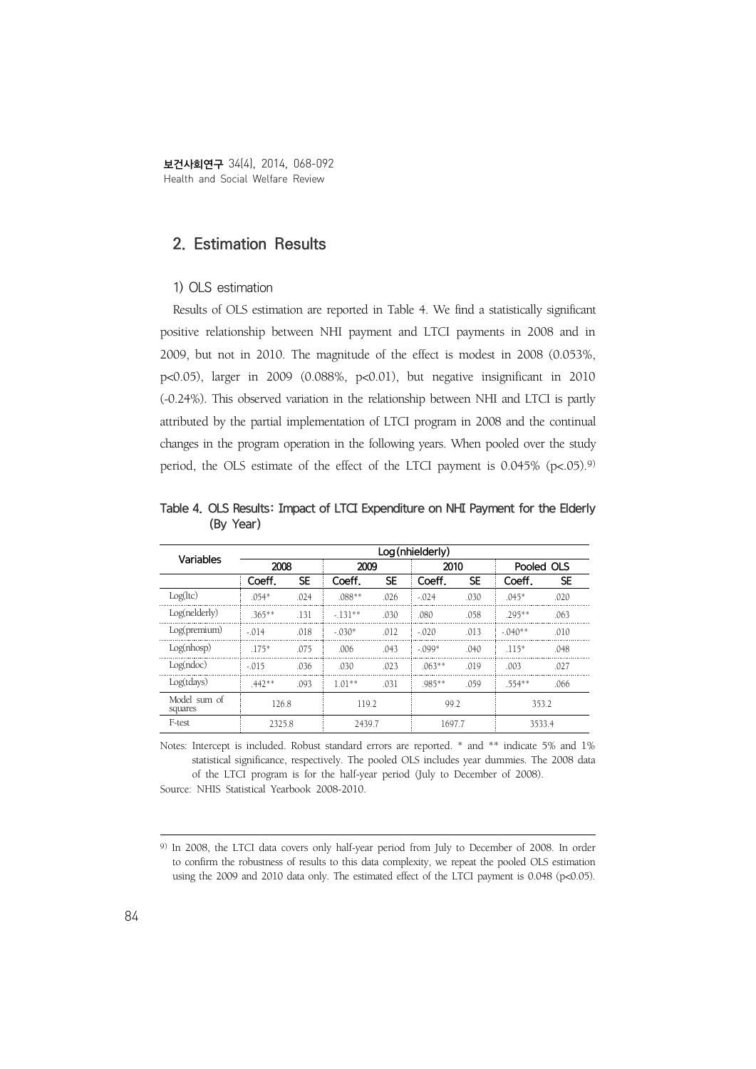## 2. Estimation Results

### 1) OLS estimation

Results of OLS estimation are reported in Table 4. We find a statistically significant positive relationship between NHI payment and LTCI payments in 2008 and in 2009, but not in 2010. The magnitude of the effect is modest in 2008 (0.053%, p<0.05), larger in 2009 (0.088%, p<0.01), but negative insignificant in 2010 (-0.24%). This observed variation in the relationship between NHI and LTCI is partly attributed by the partial implementation of LTCI program in 2008 and the continual changes in the program operation in the following years. When pooled over the study period, the OLS estimate of the effect of the LTCI payment is 0.045% (p<.05).[9)]

Table 4. OLS Results: Impact of LTCI Expenditure on NHI Payment for the Elderly (By Year)

| Variables | Log(nhielderly) | | | | | | | |
|---|---|---|---|---|---|---|---|---|
| | 2008 | | 2009 | | 2010 | | Pooled OLS | |
| | Coeff. | SE | Coeff. | SE | Coeff. | SE | Coeff. | SE |
| Log(ltc) | .054* | .024 | .088** | .026 | -.024 | .030 | .045* | .020 |
| Log(nelderly) | .365** | .131 | -.131** | .030 | .080 | .058 | .295** | .063 |
| Log(premium) | -.014 | .018 | -.030* | .012 | -.020 | .013 | -.040** | .010 |
| Log(nhosp) | .175* | .075 | .006 | .043 | -.099* | .040 | .115* | .048 |
| Log(ndoc) | -.015 | .036 | .030 | .023 | .063** | .019 | .003 | .027 |
| Log(tdays) | .442** | .093 | 1.01** | .031 | .985** | .059 | .554** | .066 |
| Model sum of squares | 126.8 | | 119.2 | | 99.2 | | 353.2 | |
| F-test | 2325.8 | | 2439.7 | | 1697.7 | | 3533.4 | |

Notes: Intercept is included. Robust standard errors are reported. * and ** indicate 5% and 1% statistical significance, respectively. The pooled OLS includes year dummies. The 2008 data of the LTCI program is for the half-year period (July to December of 2008).
Source: NHIS Statistical Yearbook 2008-2010.

---

9) In 2008, the LTCI data covers only half-year period from July to December of 2008. In order to confirm the robustness of results to this data complexity, we repeat the pooled OLS estimation using the 2009 and 2010 data only. The estimated effect of the LTCI payment is 0.048 (p<0.05).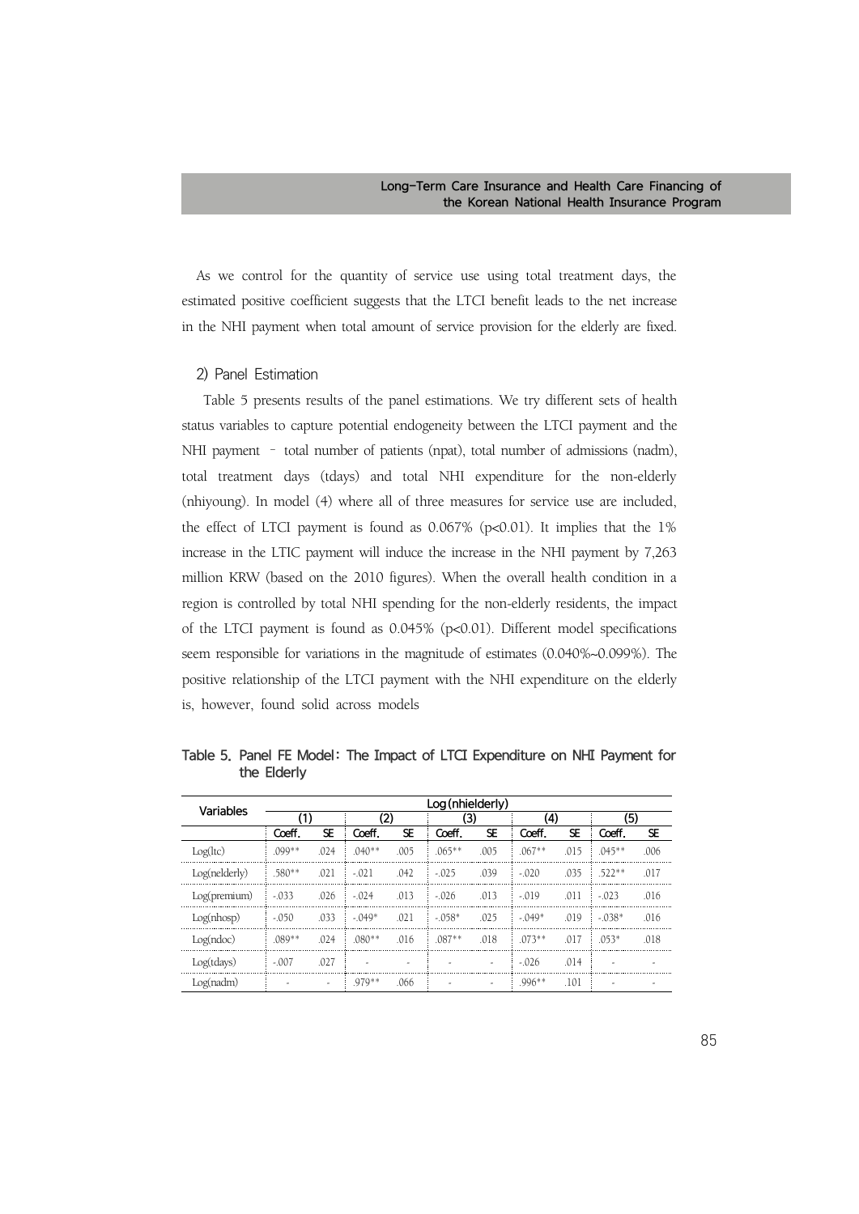As we control for the quantity of service use using total treatment days, the estimated positive coefficient suggests that the LTCI benefit leads to the net increase in the NHI payment when total amount of service provision for the elderly are fixed.

### 2) Panel Estimation

Table 5 presents results of the panel estimations. We try different sets of health status variables to capture potential endogeneity between the LTCI payment and the NHI payment – total number of patients (npat), total number of admissions (nadm), total treatment days (tdays) and total NHI expenditure for the non-elderly (nhiyoung). In model (4) where all of three measures for service use are included, the effect of LTCI payment is found as 0.067% (p<0.01). It implies that the 1% increase in the LTIC payment will induce the increase in the NHI payment by 7,263 million KRW (based on the 2010 figures). When the overall health condition in a region is controlled by total NHI spending for the non-elderly residents, the impact of the LTCI payment is found as 0.045% (p<0.01). Different model specifications seem responsible for variations in the magnitude of estimates (0.040%~0.099%). The positive relationship of the LTCI payment with the NHI expenditure on the elderly is, however, found solid across models

Table 5. Panel FE Model: The Impact of LTCI Expenditure on NHI Payment for the Elderly

| Variables | Log(nhielderly) | | | | | | | | | |
|---|---|---|---|---|---|---|---|---|---|---|
| | (1) | | (2) | | (3) | | (4) | | (5) | |
| | Coeff. | SE | Coeff. | SE | Coeff. | SE | Coeff. | SE | Coeff. | SE |
| Log(ltc) | .099** | .024 | .040** | .005 | .065** | .005 | .067** | .015 | .045** | .006 |
| Log(nelderly) | .580** | .021 | -.021 | .042 | -.025 | .039 | -.020 | .035 | .522** | .017 |
| Log(premium) | -.033 | .026 | -.024 | .013 | -.026 | .013 | -.019 | .011 | -.023 | .016 |
| Log(nhosp) | -.050 | .033 | -.049* | .021 | -.058* | .025 | -.049* | .019 | -.038* | .016 |
| Log(ndoc) | .089** | .024 | .080** | .016 | .087** | .018 | .073** | .017 | .053* | .018 |
| Log(tdays) | -.007 | .027 | - | - | - | - | -.026 | .014 | - | - |
| Log(nadm) | - | - | .979** | .066 | - | - | .996** | .101 | - | - |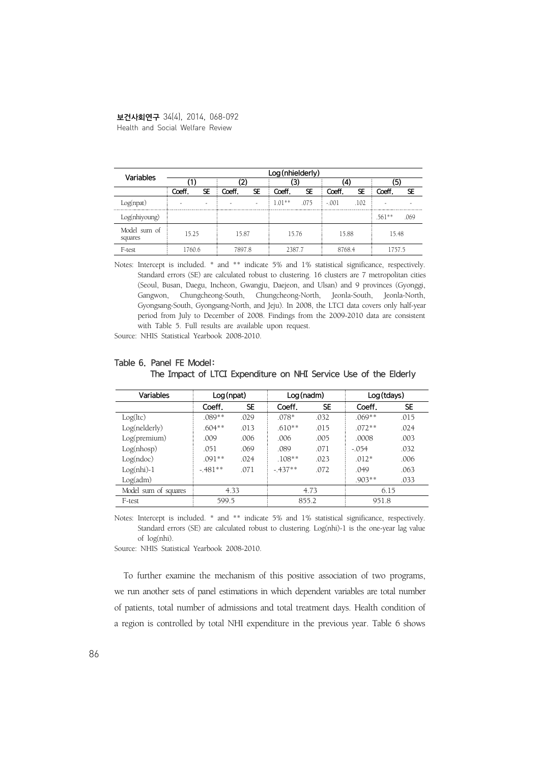| Variables | Log(nhielderly) | | | | | | | | | |
|---|---|---|---|---|---|---|---|---|---|---|
| | (1) | | (2) | | (3) | | (4) | | (5) | |
| | Coeff. | SE | Coeff. | SE | Coeff. | SE | Coeff. | SE | Coeff. | SE |
| Log(npat) | - | - | - | - | 1.01** | .075 | -.001 | .102 | - | - |
| Log(nhiyoung) | | | | | | | | | .561** | .069 |
| Model sum of squares | 15.25 | | 15.87 | | 15.76 | | 15.88 | | 15.48 | |
| F-test | 1760.6 | | 7897.8 | | 2387.7 | | 8768.4 | | 1757.5 | |

Notes: Intercept is included. * and ** indicate 5% and 1% statistical significance, respectively. Standard errors (SE) are calculated robust to clustering. 16 clusters are 7 metropolitan cities (Seoul, Busan, Daegu, Incheon, Gwangju, Daejeon, and Ulsan) and 9 provinces (Gyonggi, Gangwon, Chungcheong-South, Chungcheong-North, Jeonla-South, Jeonla-North, Gyongsang-South, Gyongsang-North, and Jeju). In 2008, the LTCI data covers only half-year period from July to December of 2008. Findings from the 2009-2010 data are consistent with Table 5. Full results are available upon request.

Source: NHIS Statistical Yearbook 2008-2010.

**Table 6. Panel FE Model: The Impact of LTCI Expenditure on NHI Service Use of the Elderly**

| Variables | Log(npat) | | Log(nadm) | | Log(tdays) | |
|---|---|---|---|---|---|---|
| | Coeff. | SE | Coeff. | SE | Coeff. | SE |
| Log(ltc) | .089** | .029 | .078* | .032 | .069** | .015 |
| Log(nelderly) | .604** | .013 | .610** | .015 | .072** | .024 |
| Log(premium) | .009 | .006 | .006 | .005 | .0008 | .003 |
| Log(nhosp) | .051 | .069 | .089 | .071 | -.054 | .032 |
| Log(ndoc) | .091** | .024 | .108** | .023 | .012* | .006 |
| Log(nhi)-1 | -.481** | .071 | -.437** | .072 | .049 | .063 |
| Log(adm) | | | | | .903** | .033 |
| Model sum of squares | 4.33 | | 4.73 | | 6.15 | |
| F-test | 599.5 | | 855.2 | | 951.8 | |

Notes: Intercept is included. * and ** indicate 5% and 1% statistical significance, respectively. Standard errors (SE) are calculated robust to clustering. Log(nhi)-1 is the one-year lag value of log(nhi).

Source: NHIS Statistical Yearbook 2008-2010.

To further examine the mechanism of this positive association of two programs, we run another sets of panel estimations in which dependent variables are total number of patients, total number of admissions and total treatment days. Health condition of a region is controlled by total NHI expenditure in the previous year. Table 6 shows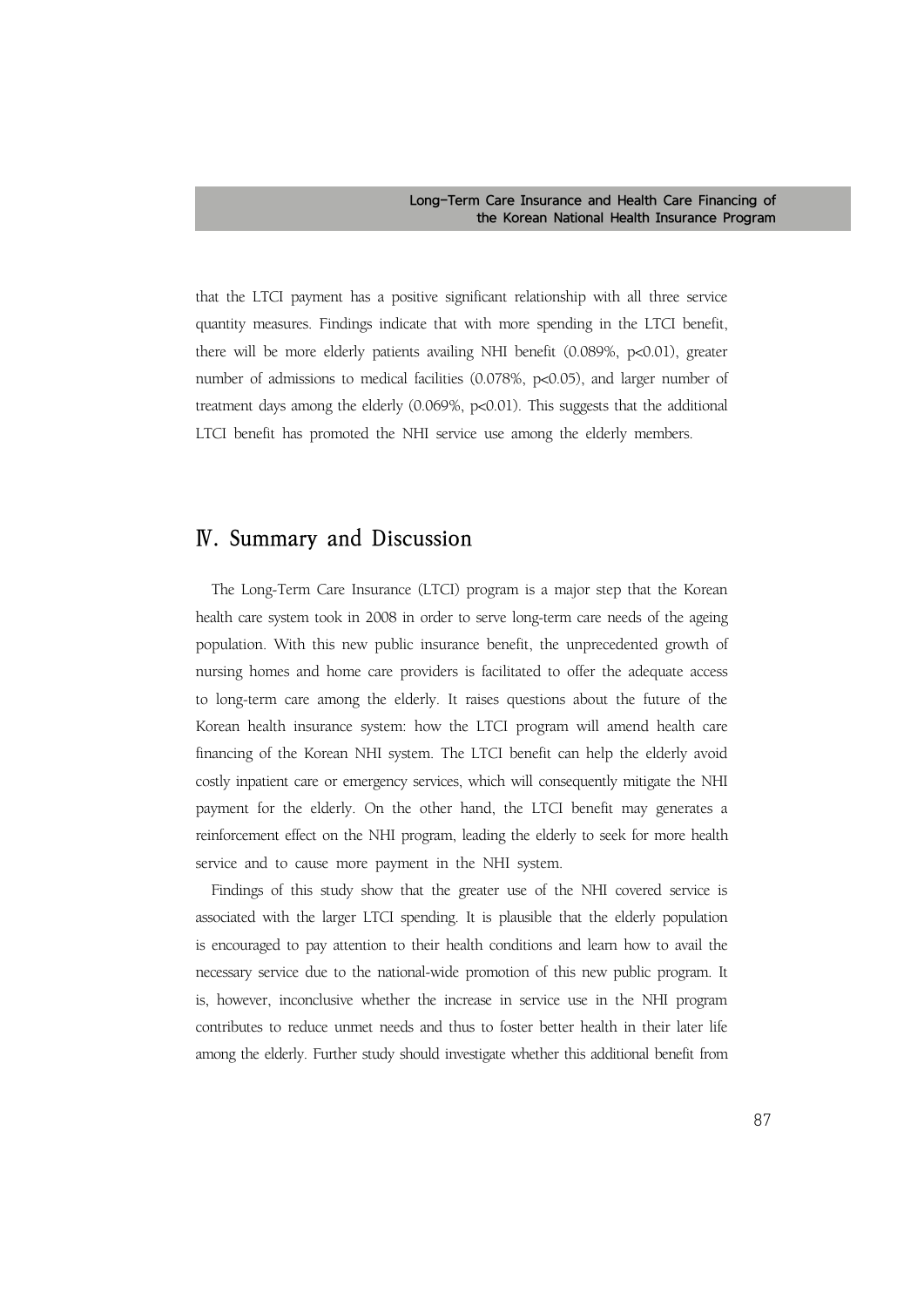that the LTCI payment has a positive significant relationship with all three service quantity measures. Findings indicate that with more spending in the LTCI benefit, there will be more elderly patients availing NHI benefit (0.089%, $p<0.01$), greater number of admissions to medical facilities (0.078%, $p<0.05$), and larger number of treatment days among the elderly (0.069%, $p<0.01$). This suggests that the additional LTCI benefit has promoted the NHI service use among the elderly members.

## Ⅳ. Summary and Discussion

The Long-Term Care Insurance (LTCI) program is a major step that the Korean health care system took in 2008 in order to serve long-term care needs of the ageing population. With this new public insurance benefit, the unprecedented growth of nursing homes and home care providers is facilitated to offer the adequate access to long-term care among the elderly. It raises questions about the future of the Korean health insurance system: how the LTCI program will amend health care financing of the Korean NHI system. The LTCI benefit can help the elderly avoid costly inpatient care or emergency services, which will consequently mitigate the NHI payment for the elderly. On the other hand, the LTCI benefit may generates a reinforcement effect on the NHI program, leading the elderly to seek for more health service and to cause more payment in the NHI system.

Findings of this study show that the greater use of the NHI covered service is associated with the larger LTCI spending. It is plausible that the elderly population is encouraged to pay attention to their health conditions and learn how to avail the necessary service due to the national-wide promotion of this new public program. It is, however, inconclusive whether the increase in service use in the NHI program contributes to reduce unmet needs and thus to foster better health in their later life among the elderly. Further study should investigate whether this additional benefit from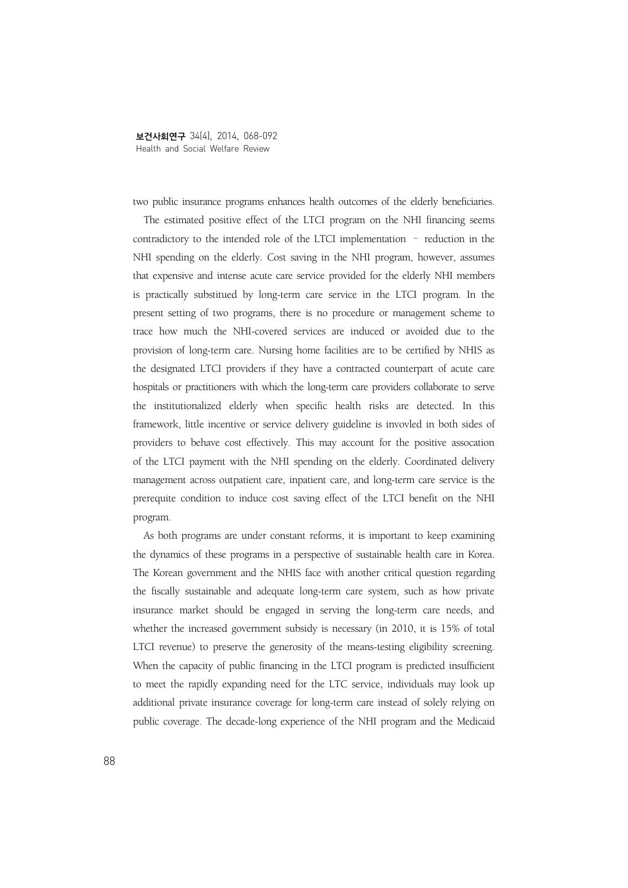two public insurance programs enhances health outcomes of the elderly beneficiaries.

The estimated positive effect of the LTCI program on the NHI financing seems contradictory to the intended role of the LTCI implementation – reduction in the NHI spending on the elderly. Cost saving in the NHI program, however, assumes that expensive and intense acute care service provided for the elderly NHI members is practically substitued by long-term care service in the LTCI program. In the present setting of two programs, there is no procedure or management scheme to trace how much the NHI-covered services are induced or avoided due to the provision of long-term care. Nursing home facilities are to be certified by NHIS as the designated LTCI providers if they have a contracted counterpart of acute care hospitals or practitioners with which the long-term care providers collaborate to serve the institutionalized elderly when specific health risks are detected. In this framework, little incentive or service delivery guideline is invovled in both sides of providers to behave cost effectively. This may account for the positive assocation of the LTCI payment with the NHI spending on the elderly. Coordinated delivery management across outpatient care, inpatient care, and long-term care service is the prerequite condition to induce cost saving effect of the LTCI benefit on the NHI program.

As both programs are under constant reforms, it is important to keep examining the dynamics of these programs in a perspective of sustainable health care in Korea. The Korean government and the NHIS face with another critical question regarding the fiscally sustainable and adequate long-term care system, such as how private insurance market should be engaged in serving the long-term care needs, and whether the increased government subsidy is necessary (in 2010, it is 15% of total LTCI revenue) to preserve the generosity of the means-testing eligibility screening. When the capacity of public financing in the LTCI program is predicted insufficient to meet the rapidly expanding need for the LTC service, individuals may look up additional private insurance coverage for long-term care instead of solely relying on public coverage. The decade-long experience of the NHI program and the Medicaid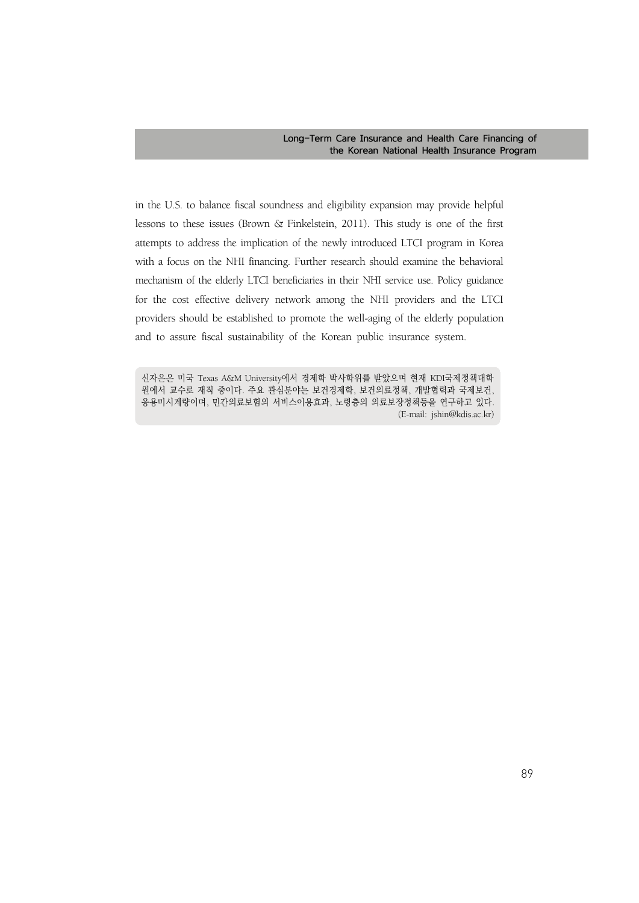in the U.S. to balance fiscal soundness and eligibility expansion may provide helpful lessons to these issues (Brown & Finkelstein, 2011). This study is one of the first attempts to address the implication of the newly introduced LTCI program in Korea with a focus on the NHI financing. Further research should examine the behavioral mechanism of the elderly LTCI beneficiaries in their NHI service use. Policy guidance for the cost effective delivery network among the NHI providers and the LTCI providers should be established to promote the well-aging of the elderly population and to assure fiscal sustainability of the Korean public insurance system.

신자은은 미국 Texas A&M University에서 경제학 박사학위를 받았으며 현재 KDI국제정책대학원에서 교수로 재직 중이다. 주요 관심분야는 보건경제학, 보건의료정책, 개발협력과 국제보건, 응용미시계량이며, 민간의료보험의 서비스이용효과, 노령층의 의료보장정책등을 연구하고 있다.
(E-mail: jshin@kdis.ac.kr)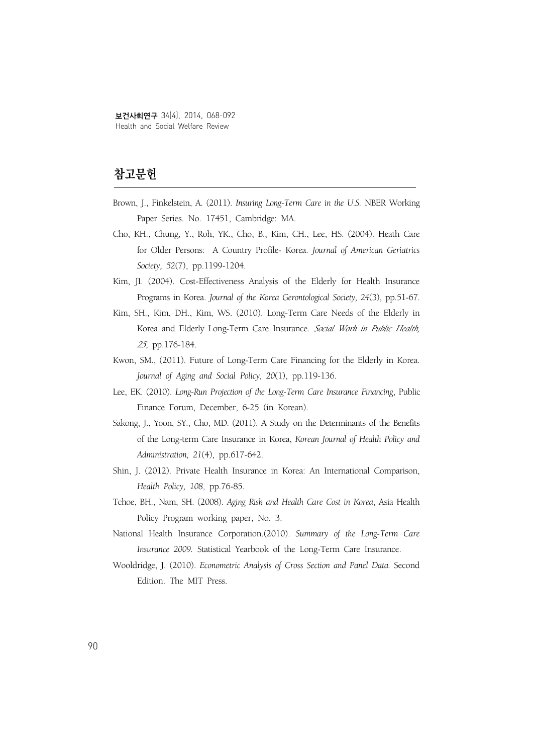## 참고문헌

Brown, J., Finkelstein, A. (2011). *Insuring Long-Term Care in the U.S.* NBER Working Paper Series. No. 17451, Cambridge: MA.

Cho, KH., Chung, Y., Roh, YK., Cho, B., Kim, CH., Lee, HS. (2004). Heath Care for Older Persons: A Country Profile- Korea. *Journal of American Geriatrics Society, 52*(7), pp.1199-1204.

Kim, JI. (2004). Cost-Effectiveness Analysis of the Elderly for Health Insurance Programs in Korea. *Journal of the Korea Gerontological Society, 24*(3), pp.51-67.

Kim, SH., Kim, DH., Kim, WS. (2010). Long-Term Care Needs of the Elderly in Korea and Elderly Long-Term Care Insurance. *Social Work in Public Health, 25*, pp.176-184.

Kwon, SM., (2011). Future of Long-Term Care Financing for the Elderly in Korea. *Journal of Aging and Social Policy, 20*(1), pp.119-136.

Lee, EK. (2010). *Long-Run Projection of the Long-Term Care Insurance Financing*, Public Finance Forum, December, 6-25 (in Korean).

Sakong, J., Yoon, SY., Cho, MD. (2011). A Study on the Determinants of the Benefits of the Long-term Care Insurance in Korea, *Korean Journal of Health Policy and Administration, 21*(4), pp.617-642.

Shin, J. (2012). Private Health Insurance in Korea: An International Comparison, *Health Policy, 108,* pp.76-85.

Tchoe, BH., Nam, SH. (2008). *Aging Risk and Health Care Cost in Korea*, Asia Health Policy Program working paper, No. 3.

National Health Insurance Corporation.(2010). *Summary of the Long-Term Care Insurance 2009.* Statistical Yearbook of the Long-Term Care Insurance.

Wooldridge, J. (2010). *Econometric Analysis of Cross Section and Panel Data.* Second Edition. The MIT Press.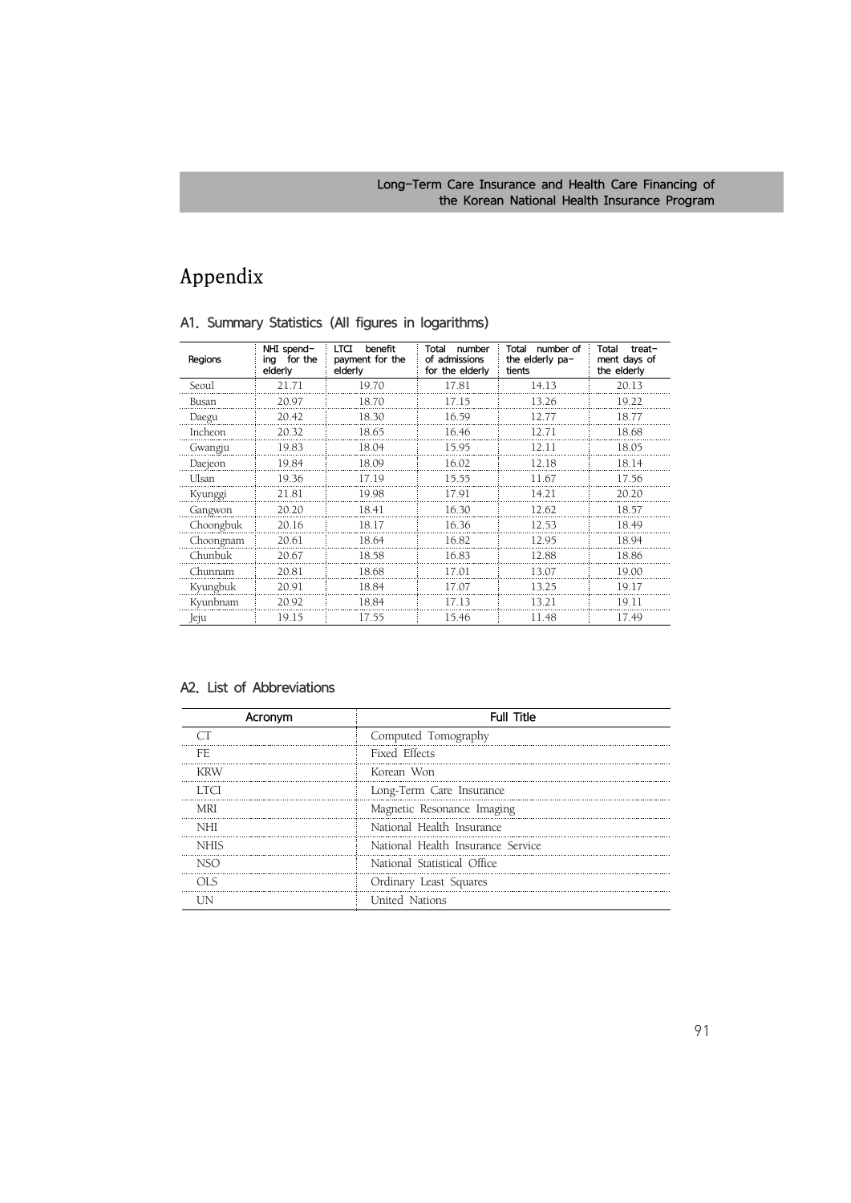# Appendix

## A1. Summary Statistics (All figures in logarithms)

| Regions | NHI spending for the elderly | LTCI benefit payment for the elderly | Total number of admissions for the elderly | Total number of the elderly patients | Total treatment days of the elderly |
|---|---|---|---|---|---|
| Seoul | 21.71 | 19.70 | 17.81 | 14.13 | 20.13 |
| Busan | 20.97 | 18.70 | 17.15 | 13.26 | 19.22 |
| Daegu | 20.42 | 18.30 | 16.59 | 12.77 | 18.77 |
| Incheon | 20.32 | 18.65 | 16.46 | 12.71 | 18.68 |
| Gwangju | 19.83 | 18.04 | 15.95 | 12.11 | 18.05 |
| Daejeon | 19.84 | 18.09 | 16.02 | 12.18 | 18.14 |
| Ulsan | 19.36 | 17.19 | 15.55 | 11.67 | 17.56 |
| Kyunggi | 21.81 | 19.98 | 17.91 | 14.21 | 20.20 |
| Gangwon | 20.20 | 18.41 | 16.30 | 12.62 | 18.57 |
| Choongbuk | 20.16 | 18.17 | 16.36 | 12.53 | 18.49 |
| Choongnam | 20.61 | 18.64 | 16.82 | 12.95 | 18.94 |
| Chunbuk | 20.67 | 18.58 | 16.83 | 12.88 | 18.86 |
| Chunnam | 20.81 | 18.68 | 17.01 | 13.07 | 19.00 |
| Kyungbuk | 20.91 | 18.84 | 17.07 | 13.25 | 19.17 |
| Kyunbnam | 20.92 | 18.84 | 17.13 | 13.21 | 19.11 |
| Jeju | 19.15 | 17.55 | 15.46 | 11.48 | 17.49 |

## A2. List of Abbreviations

| Acronym | Full Title |
|---|---|
| CT | Computed Tomography |
| FE | Fixed Effects |
| KRW | Korean Won |
| LTCI | Long-Term Care Insurance |
| MRI | Magnetic Resonance Imaging |
| NHI | National Health Insurance |
| NHIS | National Health Insurance Service |
| NSO | National Statistical Office |
| OLS | Ordinary Least Squares |
| UN | United Nations |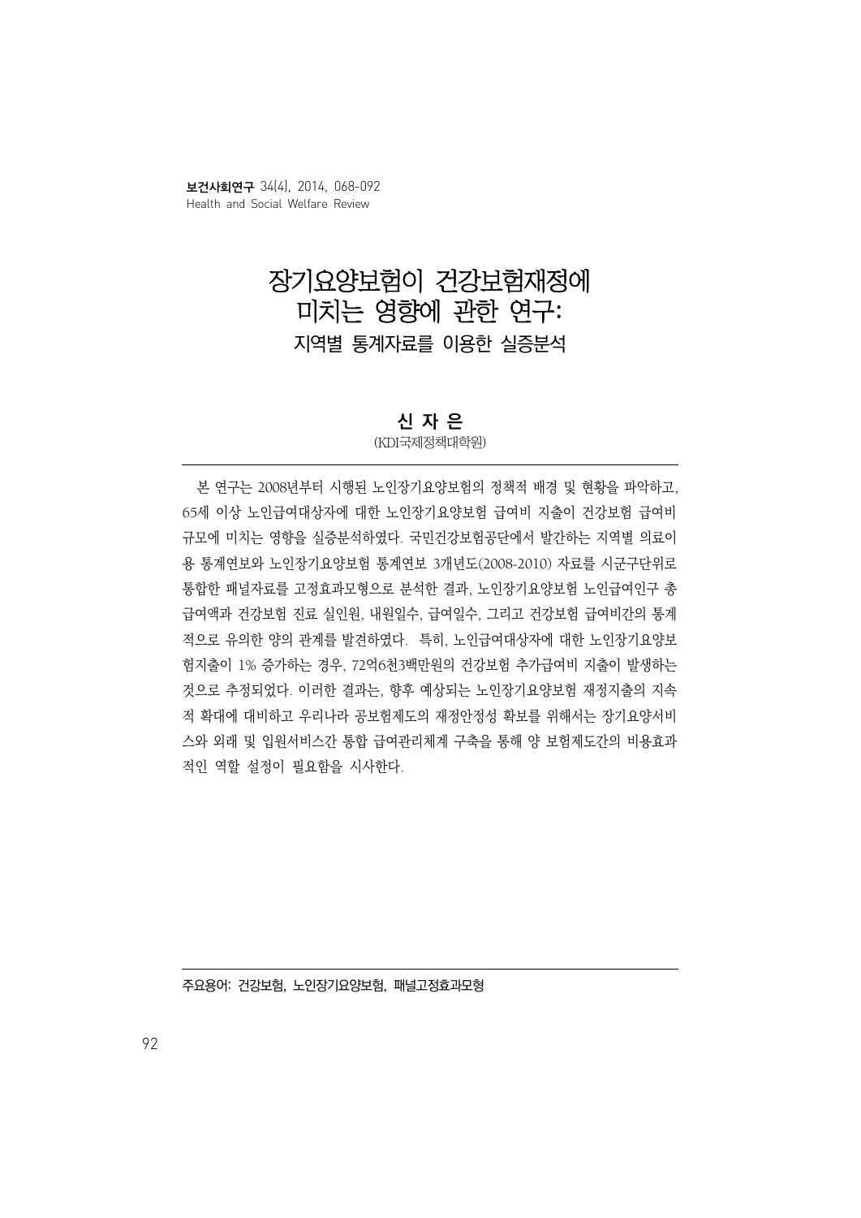# 장기요양보험이 건강보험재정에 미치는 영향에 관한 연구: 지역별 통계자료를 이용한 실증분석

**신 자 은**

(KDI국제정책대학원)

본 연구는 2008년부터 시행된 노인장기요양보험의 정책적 배경 및 현황을 파악하고, 65세 이상 노인급여대상자에 대한 노인장기요양보험 급여비 지출이 건강보험 급여비 규모에 미치는 영향을 실증분석하였다. 국민건강보험공단에서 발간하는 지역별 의료이용 통계연보와 노인장기요양보험 통계연보 3개년도(2008-2010) 자료를 시군구단위로 통합한 패널자료를 고정효과모형으로 분석한 결과, 노인장기요양보험 노인급여인구 총 급여액과 건강보험 진료 실인원, 내원일수, 급여일수, 그리고 건강보험 급여비간의 통계적으로 유의한 양의 관계를 발견하였다. 특히, 노인급여대상자에 대한 노인장기요양보험지출이 1% 증가하는 경우, 72억6천3백만원의 건강보험 추가급여비 지출이 발생하는 것으로 추정되었다. 이러한 결과는, 향후 예상되는 노인장기요양보험 재정지출의 지속적 확대에 대비하고 우리나라 공보험제도의 재정안정성 확보를 위해서는 장기요양서비스와 외래 및 입원서비스간 통합 급여관리체계 구축을 통해 양 보험제도간의 비용효과적인 역할 설정이 필요함을 시사한다.

주요용어: 건강보험, 노인장기요양보험, 패널고정효과모형